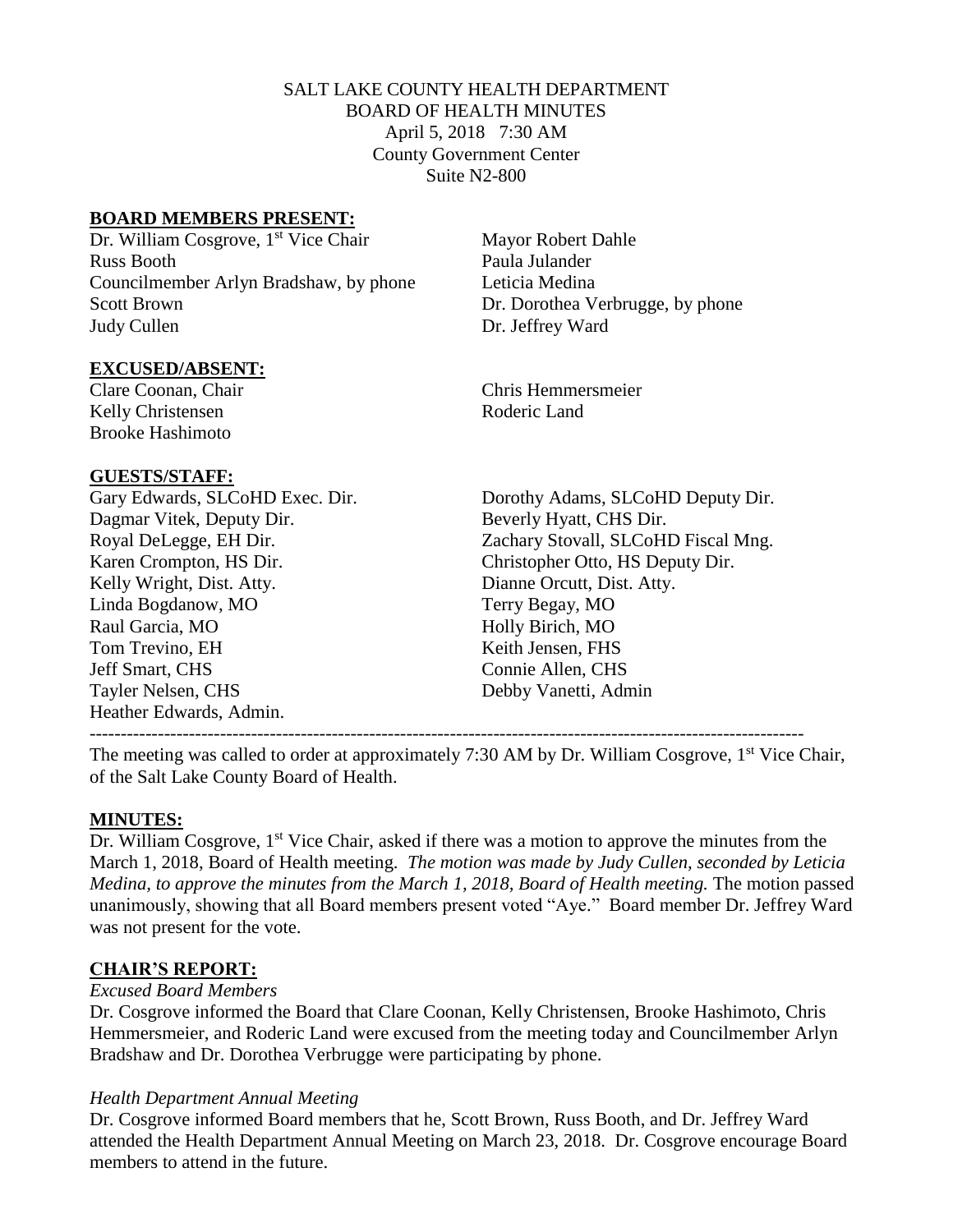SALT LAKE COUNTY HEALTH DEPARTMENT
BOARD OF HEALTH MINUTES
April 5, 2018 7:30 AM
County Government Center
Suite N2-800

**BOARD MEMBERS PRESENT:**

Dr. William Cosgrove, 1st Vice Chair
Russ Booth
Councilmember Arlyn Bradshaw, by phone
Scott Brown
Judy Cullen
Mayor Robert Dahle
Paula Julander
Leticia Medina
Dr. Dorothea Verbrugge, by phone
Dr. Jeffrey Ward

**EXCUSED/ABSENT:**

Clare Coonan, Chair
Kelly Christensen
Brooke Hashimoto
Chris Hemmersmeier
Roderic Land

**GUESTS/STAFF:**

Gary Edwards, SLCoHD Exec. Dir.
Dorothy Adams, SLCoHD Deputy Dir.
Dagmar Vitek, Deputy Dir.
Beverly Hyatt, CHS Dir.
Royal DeLegge, EH Dir.
Zachary Stovall, SLCoHD Fiscal Mng.
Karen Crompton, HS Dir.
Christopher Otto, HS Deputy Dir.
Kelly Wright, Dist. Atty.
Dianne Orcutt, Dist. Atty.
Linda Bogdanow, MO
Terry Begay, MO
Raul Garcia, MO
Holly Birich, MO
Tom Trevino, EH
Keith Jensen, FHS
Jeff Smart, CHS
Connie Allen, CHS
Tayler Nelsen, CHS
Debby Vanetti, Admin
Heather Edwards, Admin.

---

The meeting was called to order at approximately 7:30 AM by Dr. William Cosgrove, 1st Vice Chair, of the Salt Lake County Board of Health.

**MINUTES:**

Dr. William Cosgrove, 1st Vice Chair, asked if there was a motion to approve the minutes from the March 1, 2018, Board of Health meeting. *The motion was made by Judy Cullen, seconded by Leticia Medina, to approve the minutes from the March 1, 2018, Board of Health meeting.* The motion passed unanimously, showing that all Board members present voted "Aye." Board member Dr. Jeffrey Ward was not present for the vote.

**CHAIR'S REPORT:**

*Excused Board Members*

Dr. Cosgrove informed the Board that Clare Coonan, Kelly Christensen, Brooke Hashimoto, Chris Hemmersmeier, and Roderic Land were excused from the meeting today and Councilmember Arlyn Bradshaw and Dr. Dorothea Verbrugge were participating by phone.

*Health Department Annual Meeting*

Dr. Cosgrove informed Board members that he, Scott Brown, Russ Booth, and Dr. Jeffrey Ward attended the Health Department Annual Meeting on March 23, 2018. Dr. Cosgrove encourage Board members to attend in the future.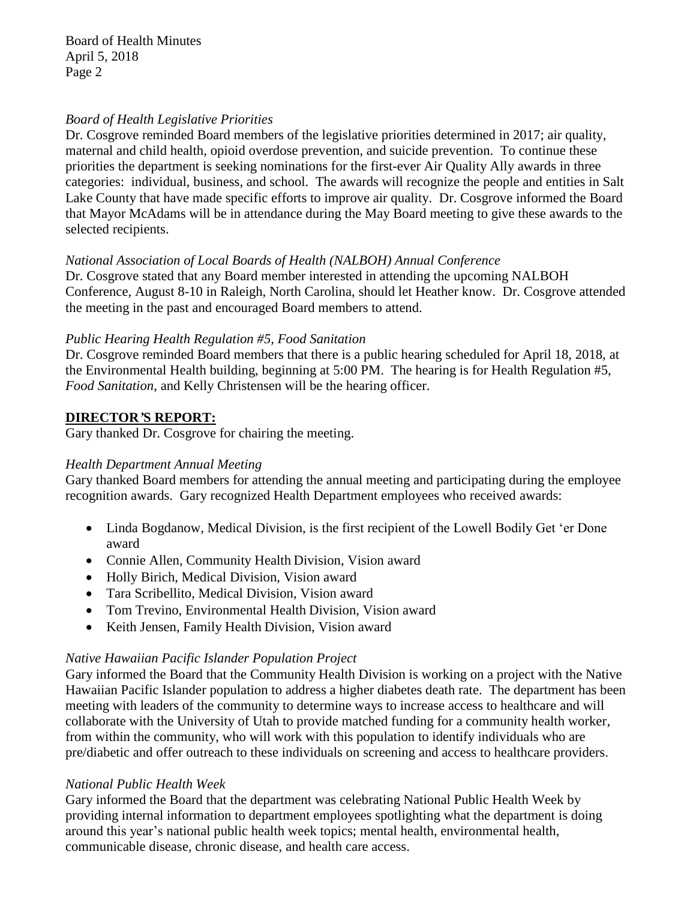*Board of Health Legislative Priorities*

Dr. Cosgrove reminded Board members of the legislative priorities determined in 2017; air quality, maternal and child health, opioid overdose prevention, and suicide prevention. To continue these priorities the department is seeking nominations for the first-ever Air Quality Ally awards in three categories: individual, business, and school. The awards will recognize the people and entities in Salt Lake County that have made specific efforts to improve air quality. Dr. Cosgrove informed the Board that Mayor McAdams will be in attendance during the May Board meeting to give these awards to the selected recipients.

*National Association of Local Boards of Health (NALBOH) Annual Conference*

Dr. Cosgrove stated that any Board member interested in attending the upcoming NALBOH Conference, August 8-10 in Raleigh, North Carolina, should let Heather know. Dr. Cosgrove attended the meeting in the past and encouraged Board members to attend.

*Public Hearing Health Regulation #5, Food Sanitation*

Dr. Cosgrove reminded Board members that there is a public hearing scheduled for April 18, 2018, at the Environmental Health building, beginning at 5:00 PM. The hearing is for Health Regulation #5, *Food Sanitation*, and Kelly Christensen will be the hearing officer.

**DIRECTOR'S REPORT:**

Gary thanked Dr. Cosgrove for chairing the meeting.

*Health Department Annual Meeting*

Gary thanked Board members for attending the annual meeting and participating during the employee recognition awards. Gary recognized Health Department employees who received awards:

- Linda Bogdanow, Medical Division, is the first recipient of the Lowell Bodily Get 'er Done award
- Connie Allen, Community Health Division, Vision award
- Holly Birich, Medical Division, Vision award
- Tara Scribellito, Medical Division, Vision award
- Tom Trevino, Environmental Health Division, Vision award
- Keith Jensen, Family Health Division, Vision award

*Native Hawaiian Pacific Islander Population Project*

Gary informed the Board that the Community Health Division is working on a project with the Native Hawaiian Pacific Islander population to address a higher diabetes death rate. The department has been meeting with leaders of the community to determine ways to increase access to healthcare and will collaborate with the University of Utah to provide matched funding for a community health worker, from within the community, who will work with this population to identify individuals who are pre/diabetic and offer outreach to these individuals on screening and access to healthcare providers.

*National Public Health Week*

Gary informed the Board that the department was celebrating National Public Health Week by providing internal information to department employees spotlighting what the department is doing around this year's national public health week topics; mental health, environmental health, communicable disease, chronic disease, and health care access.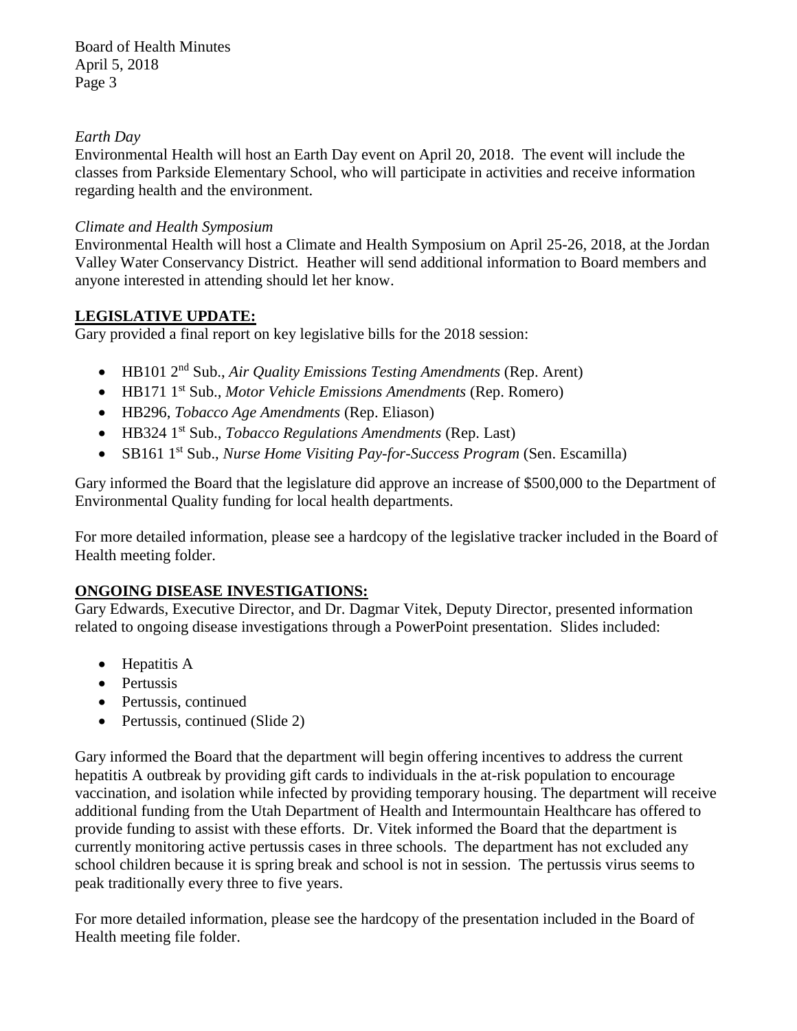*Earth Day*

Environmental Health will host an Earth Day event on April 20, 2018. The event will include the classes from Parkside Elementary School, who will participate in activities and receive information regarding health and the environment.

*Climate and Health Symposium*

Environmental Health will host a Climate and Health Symposium on April 25-26, 2018, at the Jordan Valley Water Conservancy District. Heather will send additional information to Board members and anyone interested in attending should let her know.

## LEGISLATIVE UPDATE:

Gary provided a final report on key legislative bills for the 2018 session:

- HB101 2nd Sub., *Air Quality Emissions Testing Amendments* (Rep. Arent)
- HB171 1st Sub., *Motor Vehicle Emissions Amendments* (Rep. Romero)
- HB296, *Tobacco Age Amendments* (Rep. Eliason)
- HB324 1st Sub., *Tobacco Regulations Amendments* (Rep. Last)
- SB161 1st Sub., *Nurse Home Visiting Pay-for-Success Program* (Sen. Escamilla)

Gary informed the Board that the legislature did approve an increase of $500,000 to the Department of Environmental Quality funding for local health departments.

For more detailed information, please see a hardcopy of the legislative tracker included in the Board of Health meeting folder.

## ONGOING DISEASE INVESTIGATIONS:

Gary Edwards, Executive Director, and Dr. Dagmar Vitek, Deputy Director, presented information related to ongoing disease investigations through a PowerPoint presentation. Slides included:

- Hepatitis A
- Pertussis
- Pertussis, continued
- Pertussis, continued (Slide 2)

Gary informed the Board that the department will begin offering incentives to address the current hepatitis A outbreak by providing gift cards to individuals in the at-risk population to encourage vaccination, and isolation while infected by providing temporary housing. The department will receive additional funding from the Utah Department of Health and Intermountain Healthcare has offered to provide funding to assist with these efforts. Dr. Vitek informed the Board that the department is currently monitoring active pertussis cases in three schools. The department has not excluded any school children because it is spring break and school is not in session. The pertussis virus seems to peak traditionally every three to five years.

For more detailed information, please see the hardcopy of the presentation included in the Board of Health meeting file folder.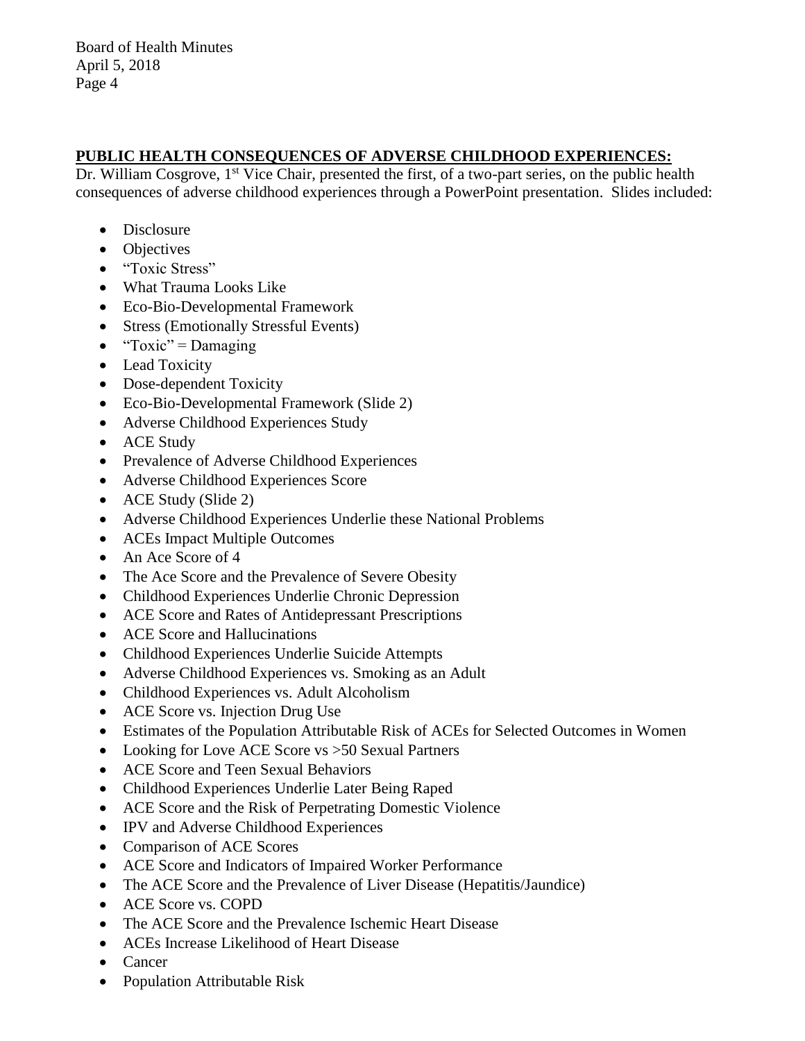## PUBLIC HEALTH CONSEQUENCES OF ADVERSE CHILDHOOD EXPERIENCES:

Dr. William Cosgrove, 1st Vice Chair, presented the first, of a two-part series, on the public health consequences of adverse childhood experiences through a PowerPoint presentation. Slides included:

- Disclosure
- Objectives
- "Toxic Stress"
- What Trauma Looks Like
- Eco-Bio-Developmental Framework
- Stress (Emotionally Stressful Events)
- "Toxic" = Damaging
- Lead Toxicity
- Dose-dependent Toxicity
- Eco-Bio-Developmental Framework (Slide 2)
- Adverse Childhood Experiences Study
- ACE Study
- Prevalence of Adverse Childhood Experiences
- Adverse Childhood Experiences Score
- ACE Study (Slide 2)
- Adverse Childhood Experiences Underlie these National Problems
- ACEs Impact Multiple Outcomes
- An Ace Score of 4
- The Ace Score and the Prevalence of Severe Obesity
- Childhood Experiences Underlie Chronic Depression
- ACE Score and Rates of Antidepressant Prescriptions
- ACE Score and Hallucinations
- Childhood Experiences Underlie Suicide Attempts
- Adverse Childhood Experiences vs. Smoking as an Adult
- Childhood Experiences vs. Adult Alcoholism
- ACE Score vs. Injection Drug Use
- Estimates of the Population Attributable Risk of ACEs for Selected Outcomes in Women
- Looking for Love ACE Score vs >50 Sexual Partners
- ACE Score and Teen Sexual Behaviors
- Childhood Experiences Underlie Later Being Raped
- ACE Score and the Risk of Perpetrating Domestic Violence
- IPV and Adverse Childhood Experiences
- Comparison of ACE Scores
- ACE Score and Indicators of Impaired Worker Performance
- The ACE Score and the Prevalence of Liver Disease (Hepatitis/Jaundice)
- ACE Score vs. COPD
- The ACE Score and the Prevalence Ischemic Heart Disease
- ACEs Increase Likelihood of Heart Disease
- Cancer
- Population Attributable Risk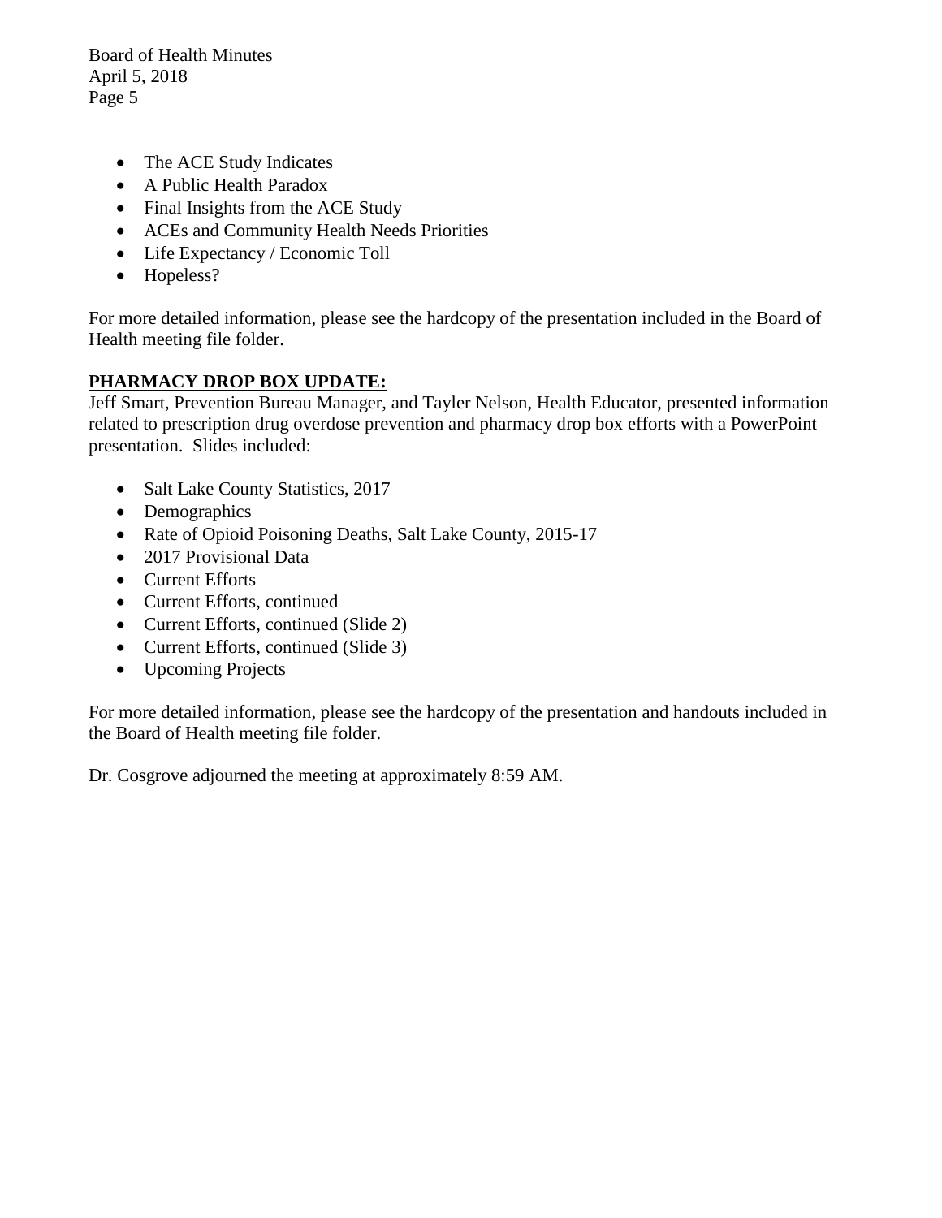- The ACE Study Indicates
- A Public Health Paradox
- Final Insights from the ACE Study
- ACEs and Community Health Needs Priorities
- Life Expectancy / Economic Toll
- Hopeless?

For more detailed information, please see the hardcopy of the presentation included in the Board of Health meeting file folder.

**PHARMACY DROP BOX UPDATE:**

Jeff Smart, Prevention Bureau Manager, and Tayler Nelson, Health Educator, presented information related to prescription drug overdose prevention and pharmacy drop box efforts with a PowerPoint presentation. Slides included:

- Salt Lake County Statistics, 2017
- Demographics
- Rate of Opioid Poisoning Deaths, Salt Lake County, 2015-17
- 2017 Provisional Data
- Current Efforts
- Current Efforts, continued
- Current Efforts, continued (Slide 2)
- Current Efforts, continued (Slide 3)
- Upcoming Projects

For more detailed information, please see the hardcopy of the presentation and handouts included in the Board of Health meeting file folder.

Dr. Cosgrove adjourned the meeting at approximately 8:59 AM.